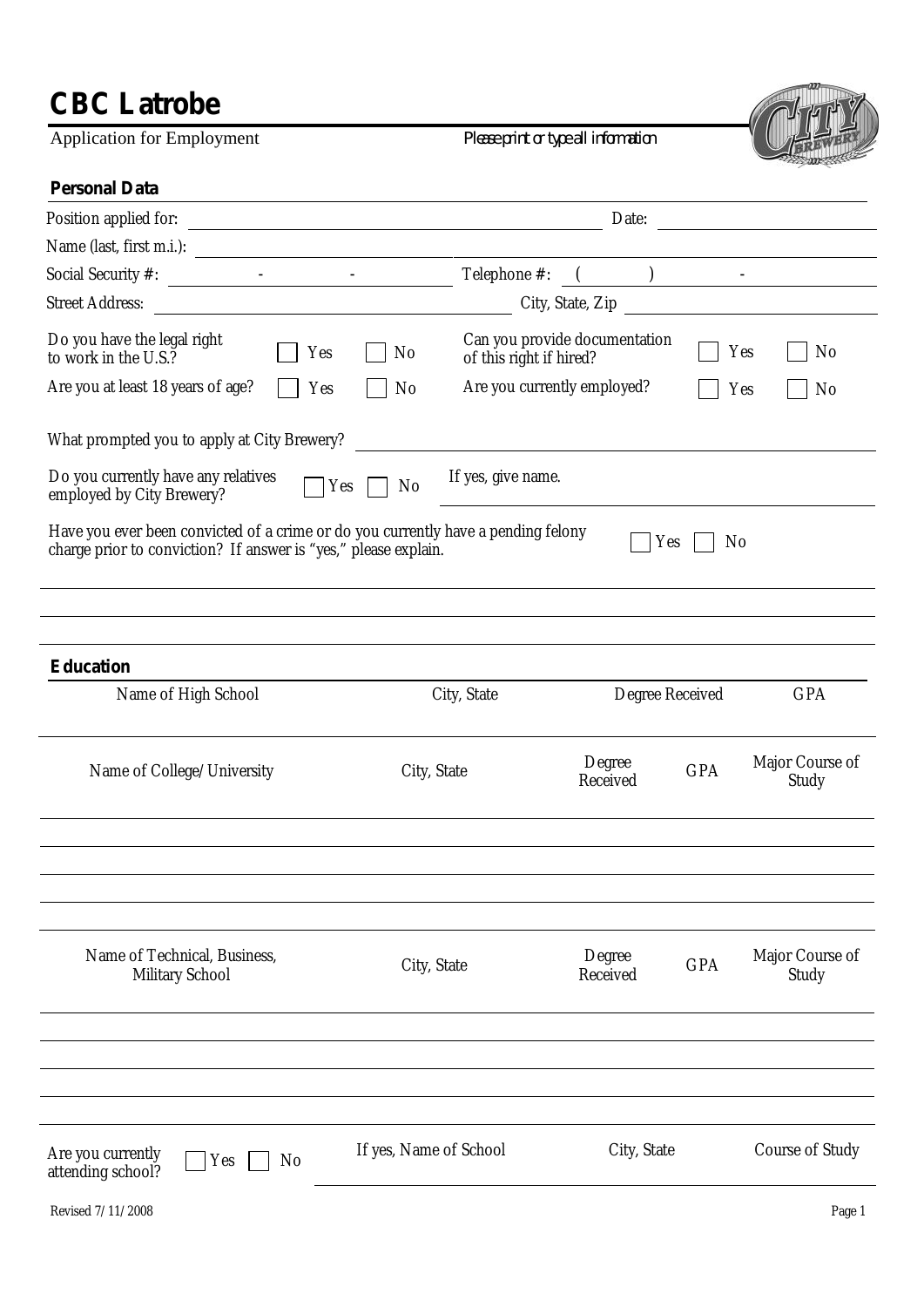# CBC Latrobe

Application for Employment

*Please print or type all information*

## Personal Data

Position applied for: ______________________ Date: ______________

Name (last, first m.i.): ______________________

Social Security #: ______ - ______ - ______ Telephone #: ( ) -

Street Address: ______________________ City, State, Zip ______________

Do you have the legal right to work in the U.S.? ☐ Yes ☐ No

Can you provide documentation of this right if hired? ☐ Yes ☐ No

Are you at least 18 years of age? ☐ Yes ☐ No

Are you currently employed? ☐ Yes ☐ No

What prompted you to apply at City Brewery? ______________________

Do you currently have any relatives employed by City Brewery? ☐ Yes ☐ No

If yes, give name. ______________________

Have you ever been convicted of a crime or do you currently have a pending felony charge prior to conviction? If answer is "yes," please explain. ☐ Yes ☐ No

______________________

______________________

______________________

## Education

| Name of High School | City, State | Degree Received | GPA |
|---|---|---|---|
| | | | |

| Name of College/University | City, State | Degree Received | GPA | Major Course of Study |
|---|---|---|---|---|
| | | | | |
| | | | | |
| | | | | |
| | | | | |

| Name of Technical, Business, Military School | City, State | Degree Received | GPA | Major Course of Study |
|---|---|---|---|---|
| | | | | |
| | | | | |
| | | | | |
| | | | | |

Are you currently attending school? ☐ Yes ☐ No

| If yes, Name of School | City, State | Course of Study |
|---|---|---|
| | | |

Revised 7/11/2008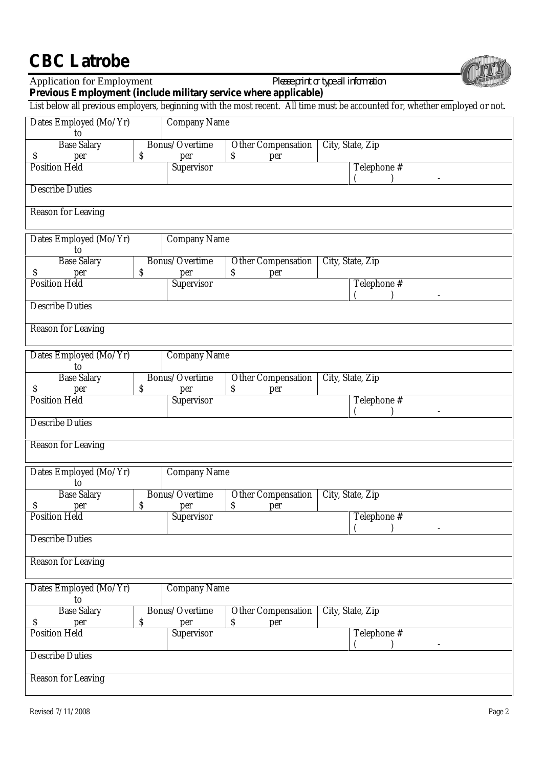# CBC Latrobe

Application for Employment *Please print or type all information*

**Previous Employment (include military service where applicable)**

List below all previous employers, beginning with the most recent. All time must be accounted for, whether employed or not.

| | | | |
|---|---|---|---|
| Dates Employed (Mo/Yr) to | Company Name | | |
| Base Salary $ per | Bonus/Overtime $ per | Other Compensation $ per | City, State, Zip |
| Position Held | Supervisor | | Telephone # ( ) - |
| Describe Duties | | | |
| Reason for Leaving | | | |

| | | | |
|---|---|---|---|
| Dates Employed (Mo/Yr) to | Company Name | | |
| Base Salary $ per | Bonus/Overtime $ per | Other Compensation $ per | City, State, Zip |
| Position Held | Supervisor | | Telephone # ( ) - |
| Describe Duties | | | |
| Reason for Leaving | | | |

| | | | |
|---|---|---|---|
| Dates Employed (Mo/Yr) to | Company Name | | |
| Base Salary $ per | Bonus/Overtime $ per | Other Compensation $ per | City, State, Zip |
| Position Held | Supervisor | | Telephone # ( ) - |
| Describe Duties | | | |
| Reason for Leaving | | | |

| | | | |
|---|---|---|---|
| Dates Employed (Mo/Yr) to | Company Name | | |
| Base Salary $ per | Bonus/Overtime $ per | Other Compensation $ per | City, State, Zip |
| Position Held | Supervisor | | Telephone # ( ) - |
| Describe Duties | | | |
| Reason for Leaving | | | |

| | | | |
|---|---|---|---|
| Dates Employed (Mo/Yr) to | Company Name | | |
| Base Salary $ per | Bonus/Overtime $ per | Other Compensation $ per | City, State, Zip |
| Position Held | Supervisor | | Telephone # ( ) - |
| Describe Duties | | | |
| Reason for Leaving | | | |

Revised 7/11/2008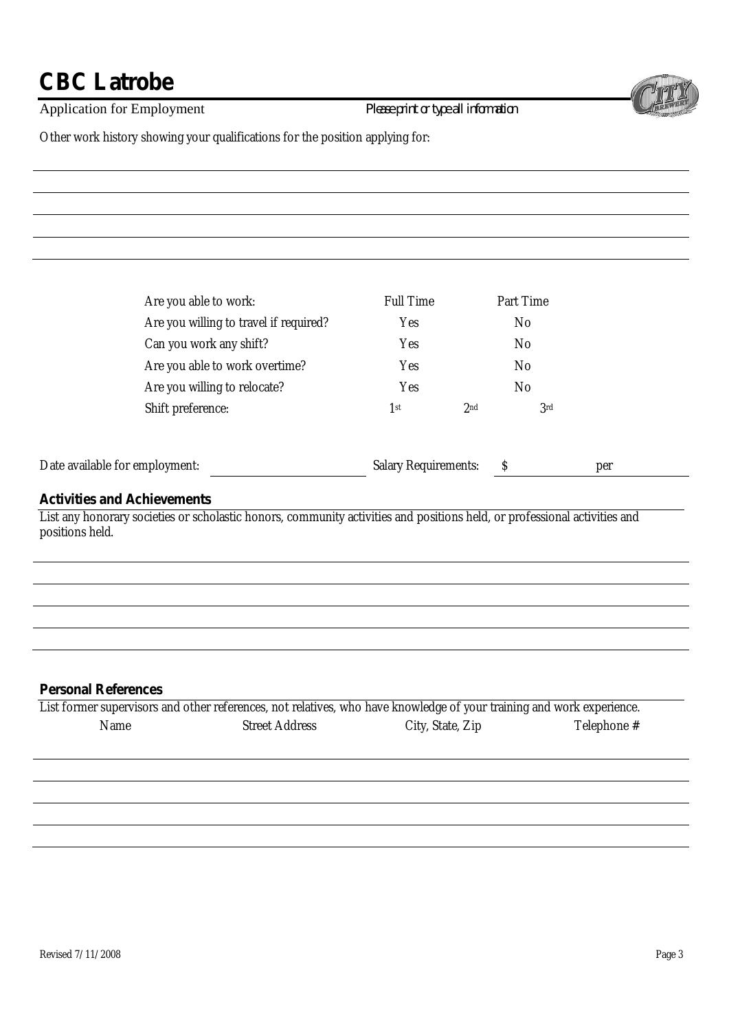# CBC Latrobe

Application for Employment *Please print or type all information*

Other work history showing your qualifications for the position applying for:

| | | | |
|---|---|---|---|
| Are you able to work: | Full Time | | Part Time |
| Are you willing to travel if required? | Yes | | No |
| Can you work any shift? | Yes | | No |
| Are you able to work overtime? | Yes | | No |
| Are you willing to relocate? | Yes | | No |
| Shift preference: | 1st | 2nd | 3rd |

Date available for employment: ____________________ Salary Requirements: $ __________ per __________

## Activities and Achievements

List any honorary societies or scholastic honors, community activities and positions held, or professional activities and positions held.

## Personal References

List former supervisors and other references, not relatives, who have knowledge of your training and work experience.

| Name | Street Address | City, State, Zip | Telephone # |
|---|---|---|---|
| | | | |
| | | | |
| | | | |
| | | | |

Revised 7/11/2008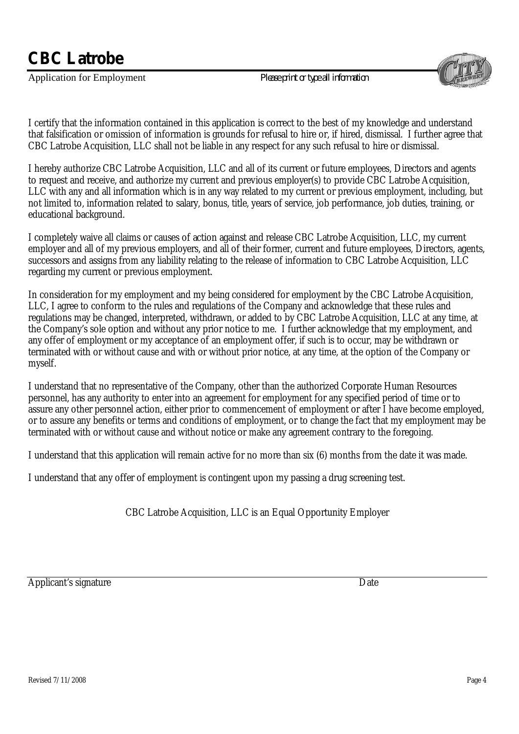# CBC Latrobe

Application for Employment *Please print or type all information*

I certify that the information contained in this application is correct to the best of my knowledge and understand that falsification or omission of information is grounds for refusal to hire or, if hired, dismissal. I further agree that CBC Latrobe Acquisition, LLC shall not be liable in any respect for any such refusal to hire or dismissal.

I hereby authorize CBC Latrobe Acquisition, LLC and all of its current or future employees, Directors and agents to request and receive, and authorize my current and previous employer(s) to provide CBC Latrobe Acquisition, LLC with any and all information which is in any way related to my current or previous employment, including, but not limited to, information related to salary, bonus, title, years of service, job performance, job duties, training, or educational background.

I completely waive all claims or causes of action against and release CBC Latrobe Acquisition, LLC, my current employer and all of my previous employers, and all of their former, current and future employees, Directors, agents, successors and assigns from any liability relating to the release of information to CBC Latrobe Acquisition, LLC regarding my current or previous employment.

In consideration for my employment and my being considered for employment by the CBC Latrobe Acquisition, LLC, I agree to conform to the rules and regulations of the Company and acknowledge that these rules and regulations may be changed, interpreted, withdrawn, or added to by CBC Latrobe Acquisition, LLC at any time, at the Company's sole option and without any prior notice to me. I further acknowledge that my employment, and any offer of employment or my acceptance of an employment offer, if such is to occur, may be withdrawn or terminated with or without cause and with or without prior notice, at any time, at the option of the Company or myself.

I understand that no representative of the Company, other than the authorized Corporate Human Resources personnel, has any authority to enter into an agreement for employment for any specified period of time or to assure any other personnel action, either prior to commencement of employment or after I have become employed, or to assure any benefits or terms and conditions of employment, or to change the fact that my employment may be terminated with or without cause and without notice or make any agreement contrary to the foregoing.

I understand that this application will remain active for no more than six (6) months from the date it was made.

I understand that any offer of employment is contingent upon my passing a drug screening test.

CBC Latrobe Acquisition, LLC is an Equal Opportunity Employer

Applicant's signature Date

Revised 7/11/2008